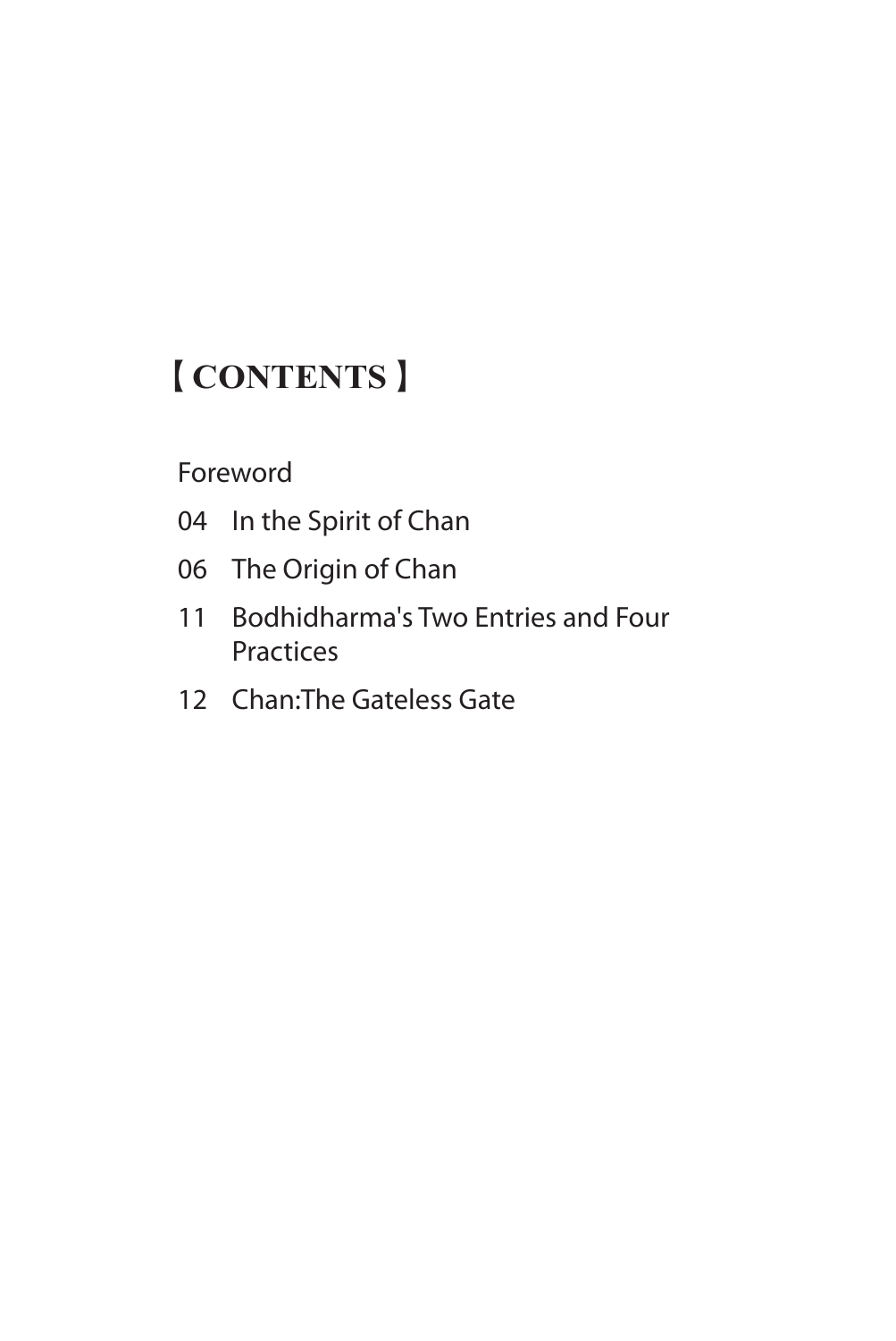# 【CONTENTS】

Foreword

04 In the Spirit of Chan

06 The Origin of Chan

11 Bodhidharma's Two Entries and Four Practices

12 Chan:The Gateless Gate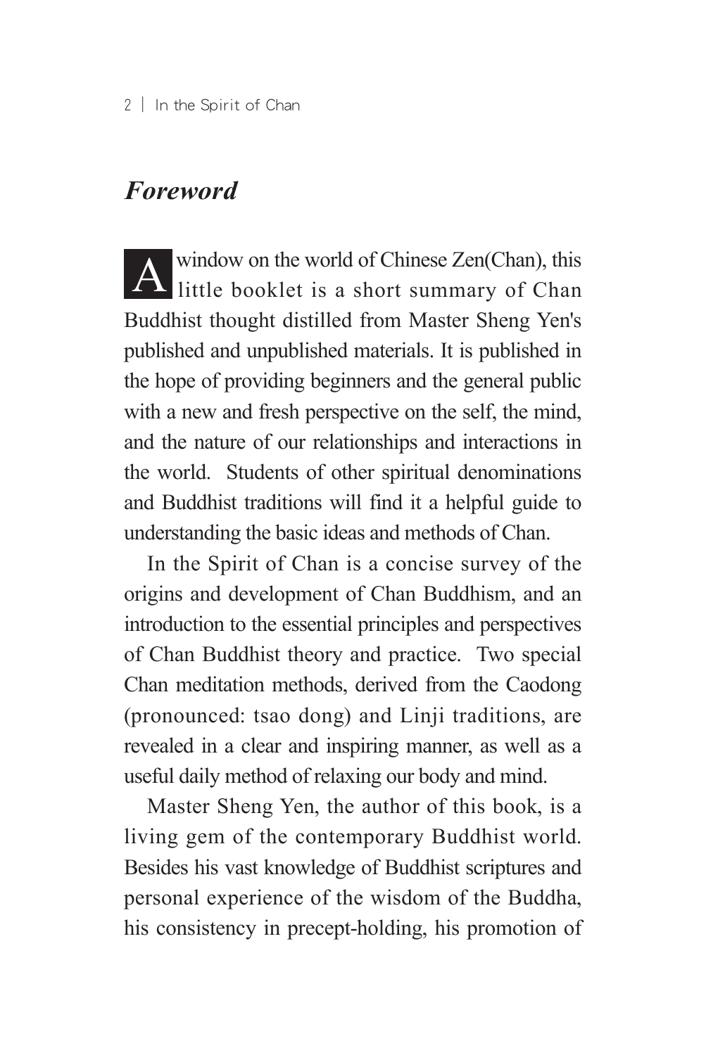## *Foreword*

A window on the world of Chinese Zen(Chan), this little booklet is a short summary of Chan Buddhist thought distilled from Master Sheng Yen's published and unpublished materials. It is published in the hope of providing beginners and the general public with a new and fresh perspective on the self, the mind, and the nature of our relationships and interactions in the world. Students of other spiritual denominations and Buddhist traditions will find it a helpful guide to understanding the basic ideas and methods of Chan.

In the Spirit of Chan is a concise survey of the origins and development of Chan Buddhism, and an introduction to the essential principles and perspectives of Chan Buddhist theory and practice. Two special Chan meditation methods, derived from the Caodong (pronounced: tsao dong) and Linji traditions, are revealed in a clear and inspiring manner, as well as a useful daily method of relaxing our body and mind.

Master Sheng Yen, the author of this book, is a living gem of the contemporary Buddhist world. Besides his vast knowledge of Buddhist scriptures and personal experience of the wisdom of the Buddha, his consistency in precept-holding, his promotion of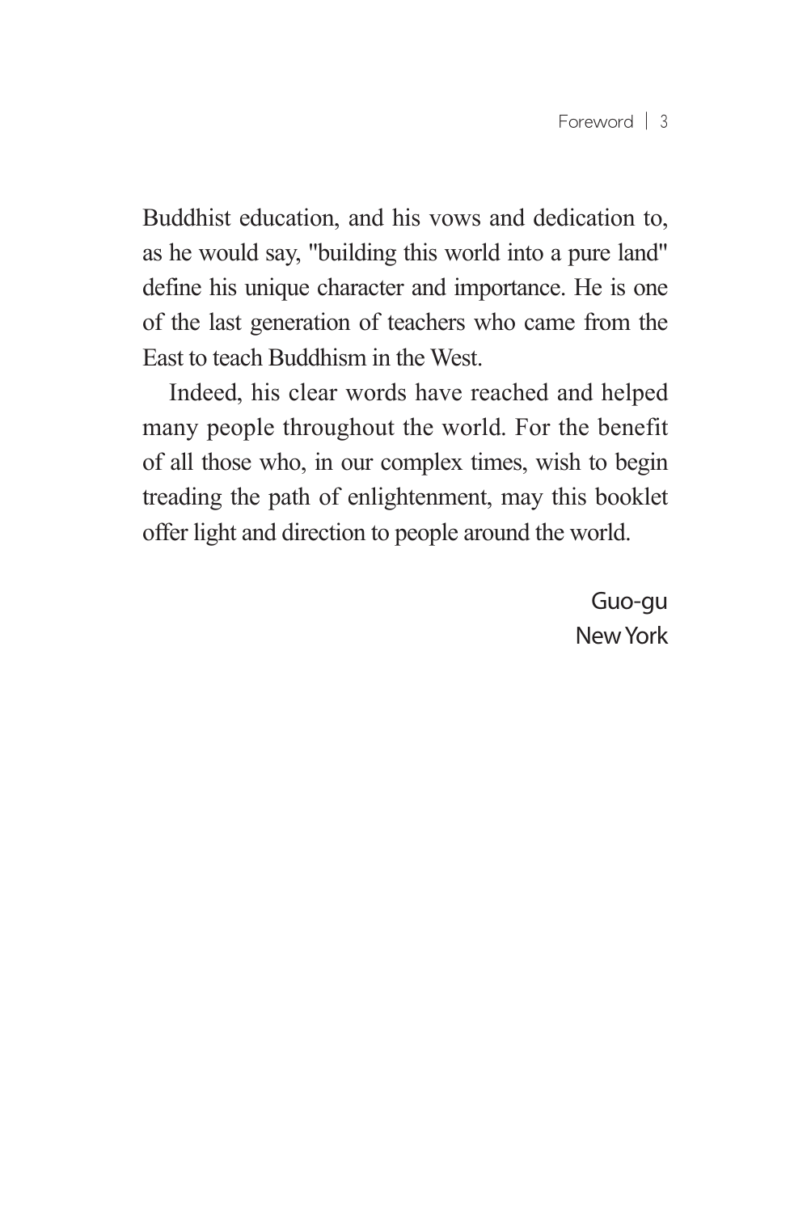Buddhist education, and his vows and dedication to, as he would say, "building this world into a pure land" define his unique character and importance. He is one of the last generation of teachers who came from the East to teach Buddhism in the West.

Indeed, his clear words have reached and helped many people throughout the world. For the benefit of all those who, in our complex times, wish to begin treading the path of enlightenment, may this booklet offer light and direction to people around the world.

Guo-gu
New York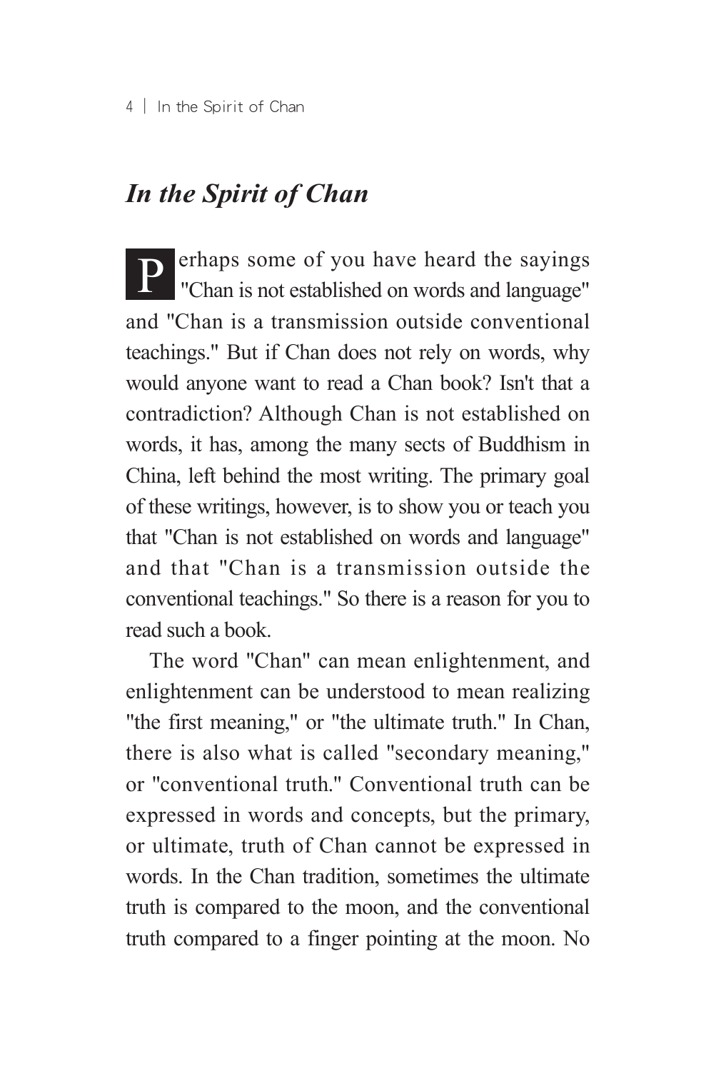## *In the Spirit of Chan*

Perhaps some of you have heard the sayings "Chan is not established on words and language" and "Chan is a transmission outside conventional teachings." But if Chan does not rely on words, why would anyone want to read a Chan book? Isn't that a contradiction? Although Chan is not established on words, it has, among the many sects of Buddhism in China, left behind the most writing. The primary goal of these writings, however, is to show you or teach you that "Chan is not established on words and language" and that "Chan is a transmission outside the conventional teachings." So there is a reason for you to read such a book.

The word "Chan" can mean enlightenment, and enlightenment can be understood to mean realizing "the first meaning," or "the ultimate truth." In Chan, there is also what is called "secondary meaning," or "conventional truth." Conventional truth can be expressed in words and concepts, but the primary, or ultimate, truth of Chan cannot be expressed in words. In the Chan tradition, sometimes the ultimate truth is compared to the moon, and the conventional truth compared to a finger pointing at the moon. No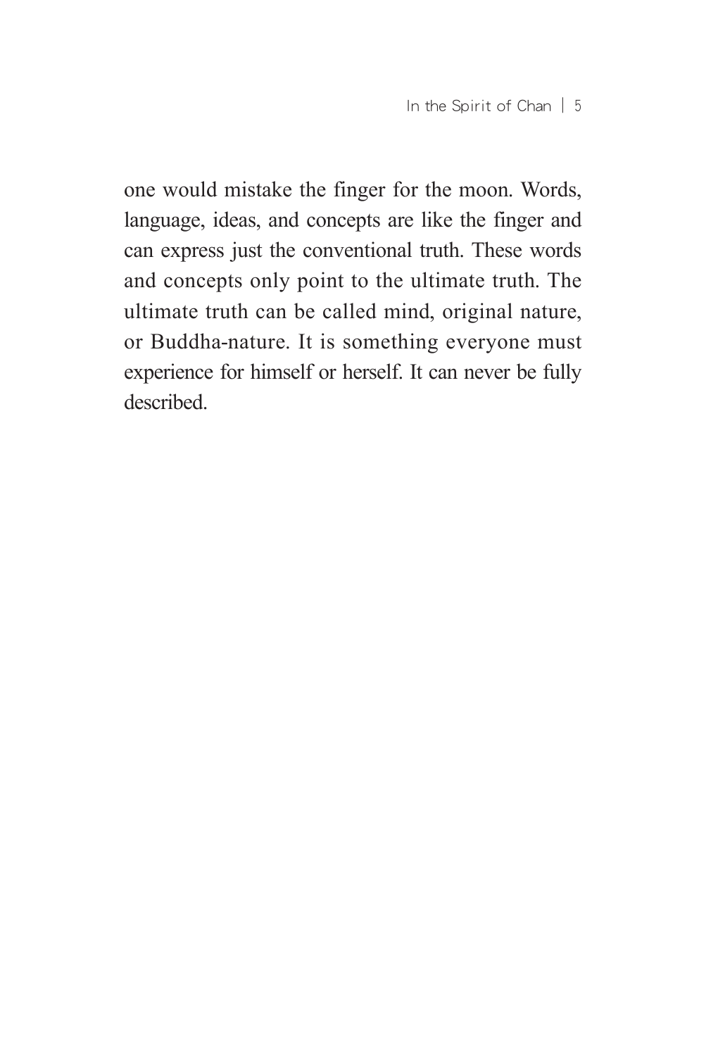one would mistake the finger for the moon. Words, language, ideas, and concepts are like the finger and can express just the conventional truth. These words and concepts only point to the ultimate truth. The ultimate truth can be called mind, original nature, or Buddha-nature. It is something everyone must experience for himself or herself. It can never be fully described.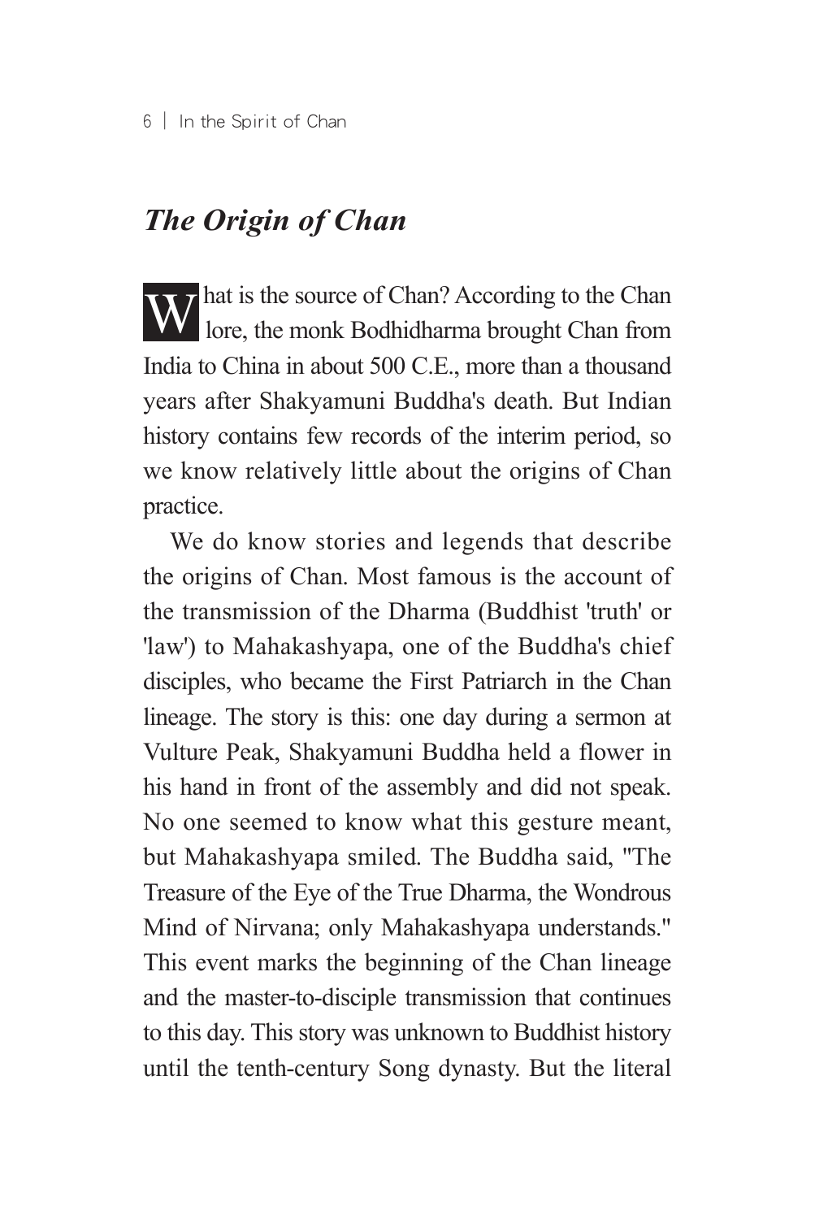## *The Origin of Chan*

What is the source of Chan? According to the Chan lore, the monk Bodhidharma brought Chan from India to China in about 500 C.E., more than a thousand years after Shakyamuni Buddha's death. But Indian history contains few records of the interim period, so we know relatively little about the origins of Chan practice.

We do know stories and legends that describe the origins of Chan. Most famous is the account of the transmission of the Dharma (Buddhist 'truth' or 'law') to Mahakashyapa, one of the Buddha's chief disciples, who became the First Patriarch in the Chan lineage. The story is this: one day during a sermon at Vulture Peak, Shakyamuni Buddha held a flower in his hand in front of the assembly and did not speak. No one seemed to know what this gesture meant, but Mahakashyapa smiled. The Buddha said, "The Treasure of the Eye of the True Dharma, the Wondrous Mind of Nirvana; only Mahakashyapa understands." This event marks the beginning of the Chan lineage and the master-to-disciple transmission that continues to this day. This story was unknown to Buddhist history until the tenth-century Song dynasty. But the literal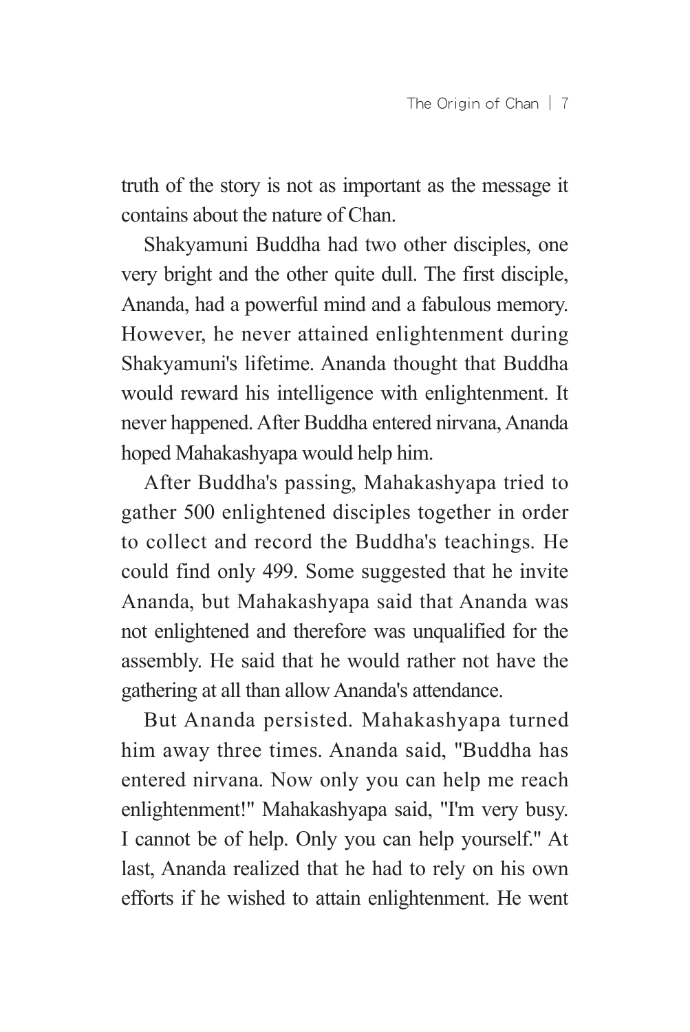truth of the story is not as important as the message it contains about the nature of Chan.

Shakyamuni Buddha had two other disciples, one very bright and the other quite dull. The first disciple, Ananda, had a powerful mind and a fabulous memory. However, he never attained enlightenment during Shakyamuni's lifetime. Ananda thought that Buddha would reward his intelligence with enlightenment. It never happened. After Buddha entered nirvana, Ananda hoped Mahakashyapa would help him.

After Buddha's passing, Mahakashyapa tried to gather 500 enlightened disciples together in order to collect and record the Buddha's teachings. He could find only 499. Some suggested that he invite Ananda, but Mahakashyapa said that Ananda was not enlightened and therefore was unqualified for the assembly. He said that he would rather not have the gathering at all than allow Ananda's attendance.

But Ananda persisted. Mahakashyapa turned him away three times. Ananda said, "Buddha has entered nirvana. Now only you can help me reach enlightenment!" Mahakashyapa said, "I'm very busy. I cannot be of help. Only you can help yourself." At last, Ananda realized that he had to rely on his own efforts if he wished to attain enlightenment. He went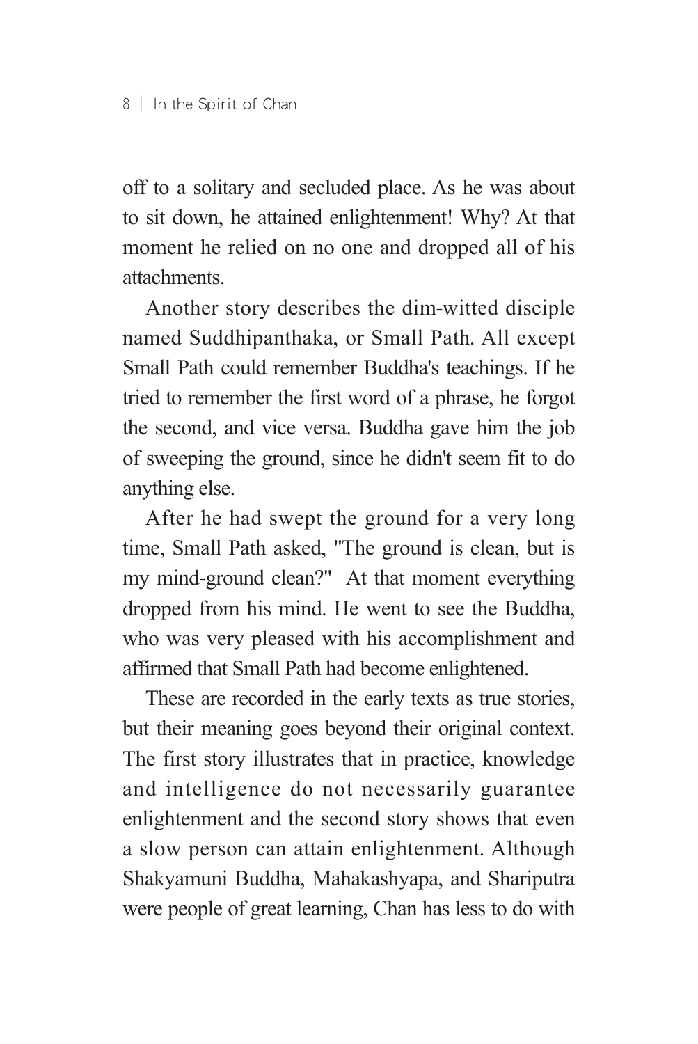off to a solitary and secluded place. As he was about to sit down, he attained enlightenment! Why? At that moment he relied on no one and dropped all of his attachments.

Another story describes the dim-witted disciple named Suddhipanthaka, or Small Path. All except Small Path could remember Buddha's teachings. If he tried to remember the first word of a phrase, he forgot the second, and vice versa. Buddha gave him the job of sweeping the ground, since he didn't seem fit to do anything else.

After he had swept the ground for a very long time, Small Path asked, "The ground is clean, but is my mind-ground clean?" At that moment everything dropped from his mind. He went to see the Buddha, who was very pleased with his accomplishment and affirmed that Small Path had become enlightened.

These are recorded in the early texts as true stories, but their meaning goes beyond their original context. The first story illustrates that in practice, knowledge and intelligence do not necessarily guarantee enlightenment and the second story shows that even a slow person can attain enlightenment. Although Shakyamuni Buddha, Mahakashyapa, and Shariputra were people of great learning, Chan has less to do with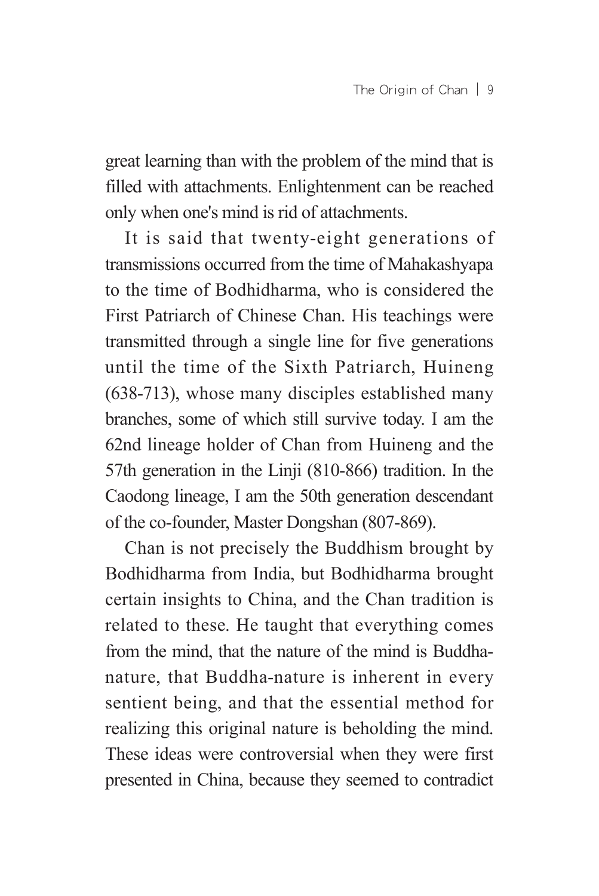great learning than with the problem of the mind that is filled with attachments. Enlightenment can be reached only when one's mind is rid of attachments.

It is said that twenty-eight generations of transmissions occurred from the time of Mahakashyapa to the time of Bodhidharma, who is considered the First Patriarch of Chinese Chan. His teachings were transmitted through a single line for five generations until the time of the Sixth Patriarch, Huineng (638-713), whose many disciples established many branches, some of which still survive today. I am the 62nd lineage holder of Chan from Huineng and the 57th generation in the Linji (810-866) tradition. In the Caodong lineage, I am the 50th generation descendant of the co-founder, Master Dongshan (807-869).

Chan is not precisely the Buddhism brought by Bodhidharma from India, but Bodhidharma brought certain insights to China, and the Chan tradition is related to these. He taught that everything comes from the mind, that the nature of the mind is Buddha-nature, that Buddha-nature is inherent in every sentient being, and that the essential method for realizing this original nature is beholding the mind. These ideas were controversial when they were first presented in China, because they seemed to contradict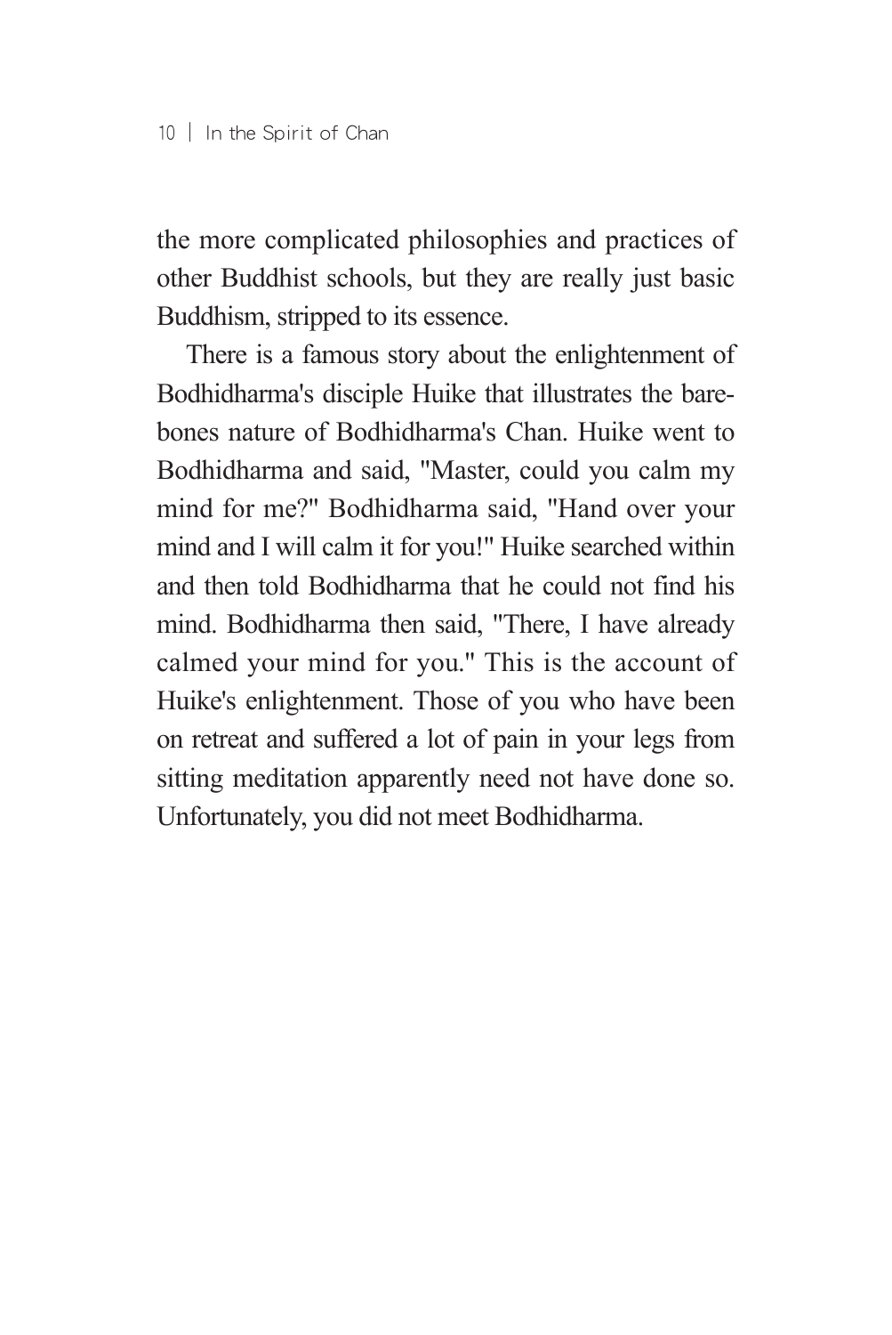the more complicated philosophies and practices of other Buddhist schools, but they are really just basic Buddhism, stripped to its essence.

There is a famous story about the enlightenment of Bodhidharma's disciple Huike that illustrates the bare-bones nature of Bodhidharma's Chan. Huike went to Bodhidharma and said, "Master, could you calm my mind for me?" Bodhidharma said, "Hand over your mind and I will calm it for you!" Huike searched within and then told Bodhidharma that he could not find his mind. Bodhidharma then said, "There, I have already calmed your mind for you." This is the account of Huike's enlightenment. Those of you who have been on retreat and suffered a lot of pain in your legs from sitting meditation apparently need not have done so. Unfortunately, you did not meet Bodhidharma.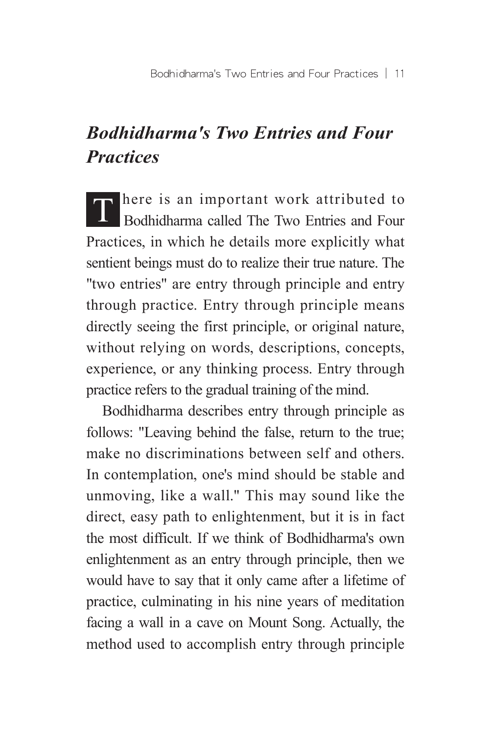## *Bodhidharma's Two Entries and Four Practices*

There is an important work attributed to Bodhidharma called The Two Entries and Four Practices, in which he details more explicitly what sentient beings must do to realize their true nature. The "two entries" are entry through principle and entry through practice. Entry through principle means directly seeing the first principle, or original nature, without relying on words, descriptions, concepts, experience, or any thinking process. Entry through practice refers to the gradual training of the mind.

Bodhidharma describes entry through principle as follows: "Leaving behind the false, return to the true; make no discriminations between self and others. In contemplation, one's mind should be stable and unmoving, like a wall." This may sound like the direct, easy path to enlightenment, but it is in fact the most difficult. If we think of Bodhidharma's own enlightenment as an entry through principle, then we would have to say that it only came after a lifetime of practice, culminating in his nine years of meditation facing a wall in a cave on Mount Song. Actually, the method used to accomplish entry through principle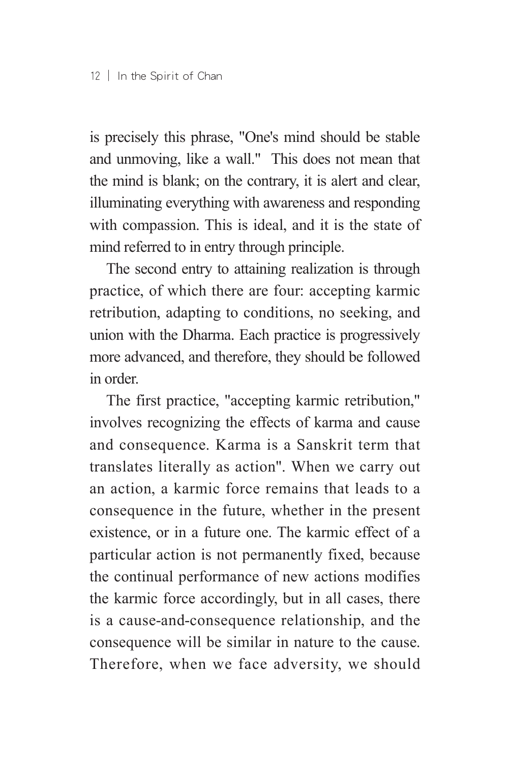is precisely this phrase, "One's mind should be stable and unmoving, like a wall." This does not mean that the mind is blank; on the contrary, it is alert and clear, illuminating everything with awareness and responding with compassion. This is ideal, and it is the state of mind referred to in entry through principle.

The second entry to attaining realization is through practice, of which there are four: accepting karmic retribution, adapting to conditions, no seeking, and union with the Dharma. Each practice is progressively more advanced, and therefore, they should be followed in order.

The first practice, "accepting karmic retribution," involves recognizing the effects of karma and cause and consequence. Karma is a Sanskrit term that translates literally as action". When we carry out an action, a karmic force remains that leads to a consequence in the future, whether in the present existence, or in a future one. The karmic effect of a particular action is not permanently fixed, because the continual performance of new actions modifies the karmic force accordingly, but in all cases, there is a cause-and-consequence relationship, and the consequence will be similar in nature to the cause. Therefore, when we face adversity, we should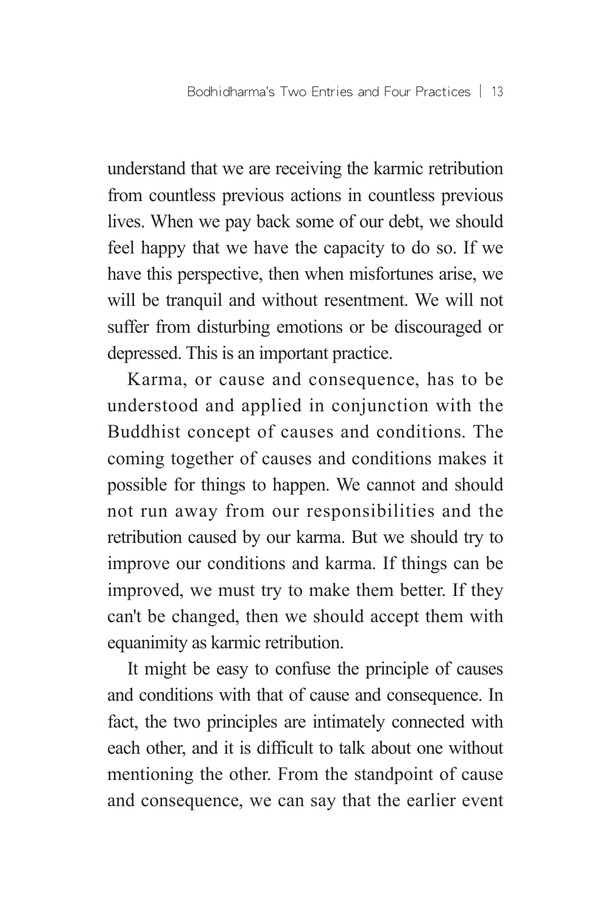understand that we are receiving the karmic retribution from countless previous actions in countless previous lives. When we pay back some of our debt, we should feel happy that we have the capacity to do so. If we have this perspective, then when misfortunes arise, we will be tranquil and without resentment. We will not suffer from disturbing emotions or be discouraged or depressed. This is an important practice.

Karma, or cause and consequence, has to be understood and applied in conjunction with the Buddhist concept of causes and conditions. The coming together of causes and conditions makes it possible for things to happen. We cannot and should not run away from our responsibilities and the retribution caused by our karma. But we should try to improve our conditions and karma. If things can be improved, we must try to make them better. If they can't be changed, then we should accept them with equanimity as karmic retribution.

It might be easy to confuse the principle of causes and conditions with that of cause and consequence. In fact, the two principles are intimately connected with each other, and it is difficult to talk about one without mentioning the other. From the standpoint of cause and consequence, we can say that the earlier event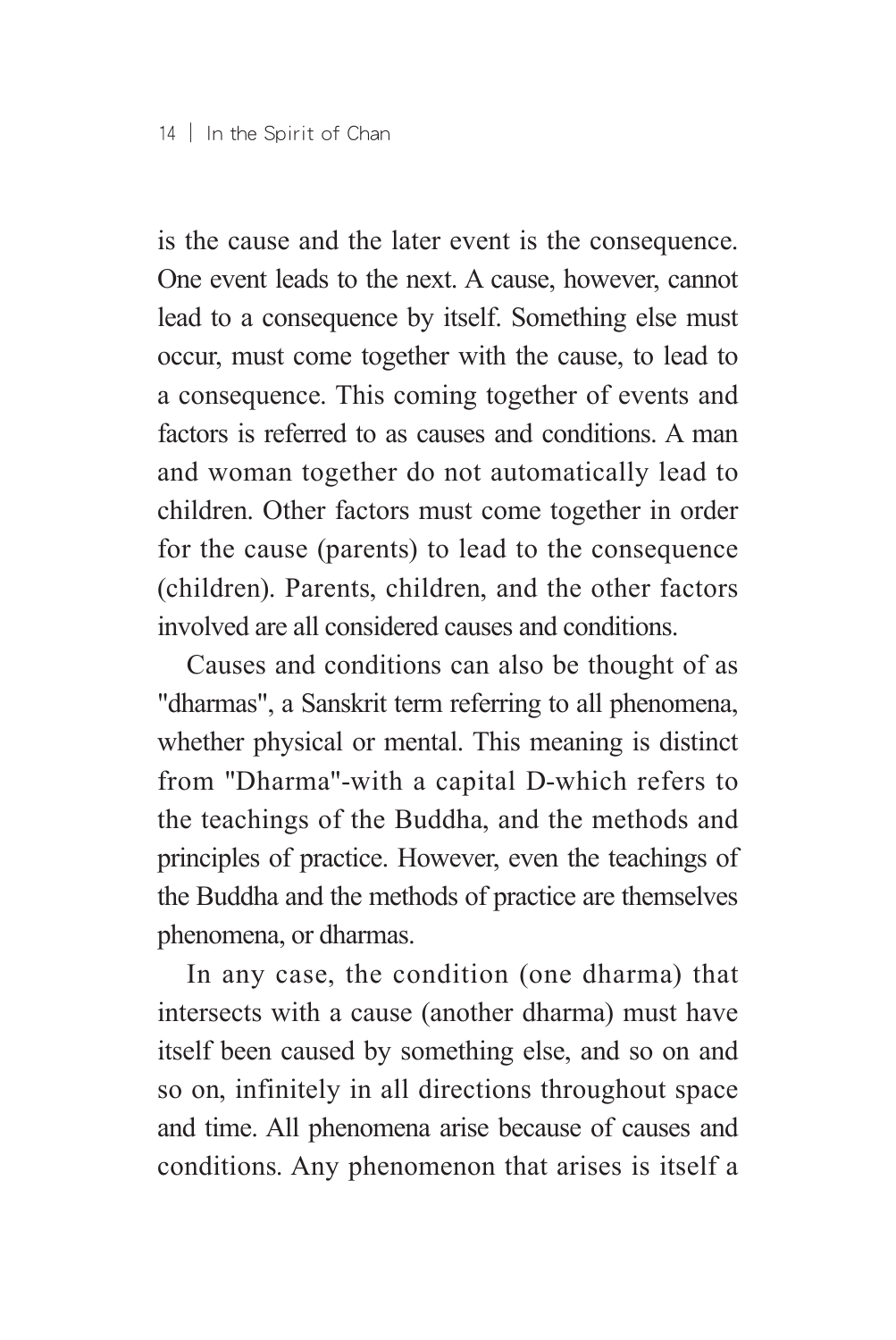is the cause and the later event is the consequence. One event leads to the next. A cause, however, cannot lead to a consequence by itself. Something else must occur, must come together with the cause, to lead to a consequence. This coming together of events and factors is referred to as causes and conditions. A man and woman together do not automatically lead to children. Other factors must come together in order for the cause (parents) to lead to the consequence (children). Parents, children, and the other factors involved are all considered causes and conditions.

Causes and conditions can also be thought of as "dharmas", a Sanskrit term referring to all phenomena, whether physical or mental. This meaning is distinct from "Dharma"-with a capital D-which refers to the teachings of the Buddha, and the methods and principles of practice. However, even the teachings of the Buddha and the methods of practice are themselves phenomena, or dharmas.

In any case, the condition (one dharma) that intersects with a cause (another dharma) must have itself been caused by something else, and so on and so on, infinitely in all directions throughout space and time. All phenomena arise because of causes and conditions. Any phenomenon that arises is itself a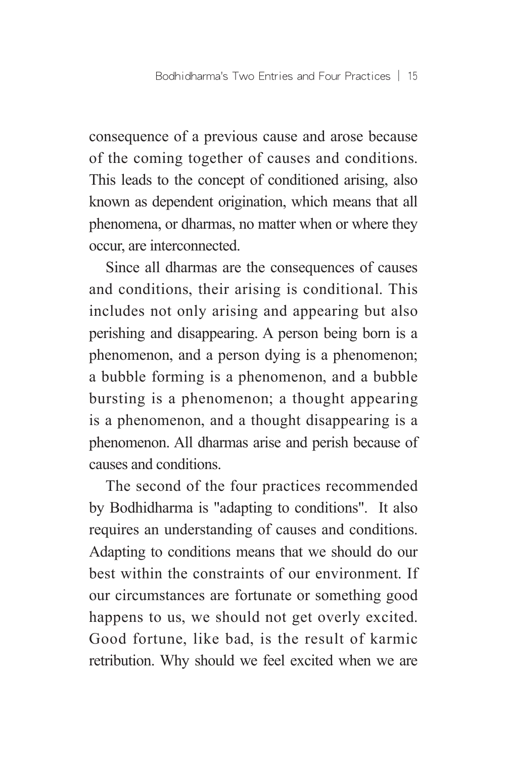consequence of a previous cause and arose because of the coming together of causes and conditions. This leads to the concept of conditioned arising, also known as dependent origination, which means that all phenomena, or dharmas, no matter when or where they occur, are interconnected.

Since all dharmas are the consequences of causes and conditions, their arising is conditional. This includes not only arising and appearing but also perishing and disappearing. A person being born is a phenomenon, and a person dying is a phenomenon; a bubble forming is a phenomenon, and a bubble bursting is a phenomenon; a thought appearing is a phenomenon, and a thought disappearing is a phenomenon. All dharmas arise and perish because of causes and conditions.

The second of the four practices recommended by Bodhidharma is "adapting to conditions". It also requires an understanding of causes and conditions. Adapting to conditions means that we should do our best within the constraints of our environment. If our circumstances are fortunate or something good happens to us, we should not get overly excited. Good fortune, like bad, is the result of karmic retribution. Why should we feel excited when we are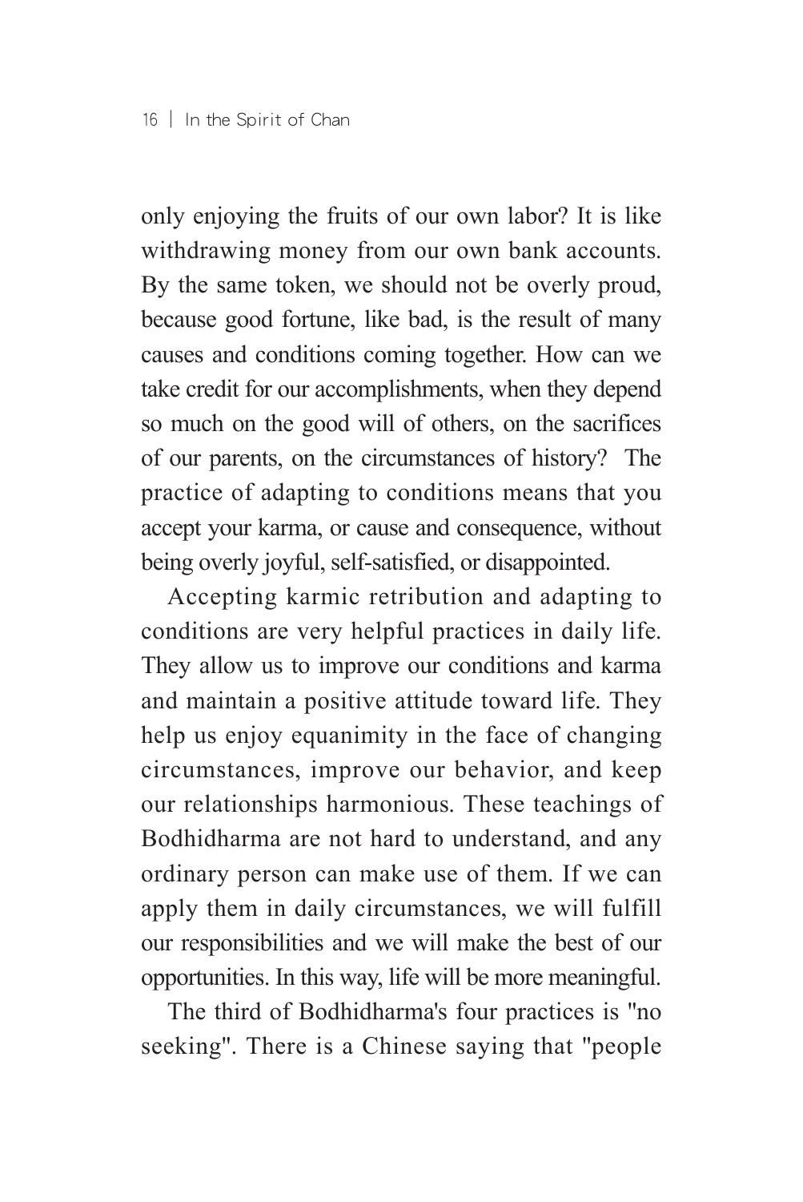only enjoying the fruits of our own labor? It is like withdrawing money from our own bank accounts. By the same token, we should not be overly proud, because good fortune, like bad, is the result of many causes and conditions coming together. How can we take credit for our accomplishments, when they depend so much on the good will of others, on the sacrifices of our parents, on the circumstances of history? The practice of adapting to conditions means that you accept your karma, or cause and consequence, without being overly joyful, self-satisfied, or disappointed.

Accepting karmic retribution and adapting to conditions are very helpful practices in daily life. They allow us to improve our conditions and karma and maintain a positive attitude toward life. They help us enjoy equanimity in the face of changing circumstances, improve our behavior, and keep our relationships harmonious. These teachings of Bodhidharma are not hard to understand, and any ordinary person can make use of them. If we can apply them in daily circumstances, we will fulfill our responsibilities and we will make the best of our opportunities. In this way, life will be more meaningful.

The third of Bodhidharma's four practices is "no seeking". There is a Chinese saying that "people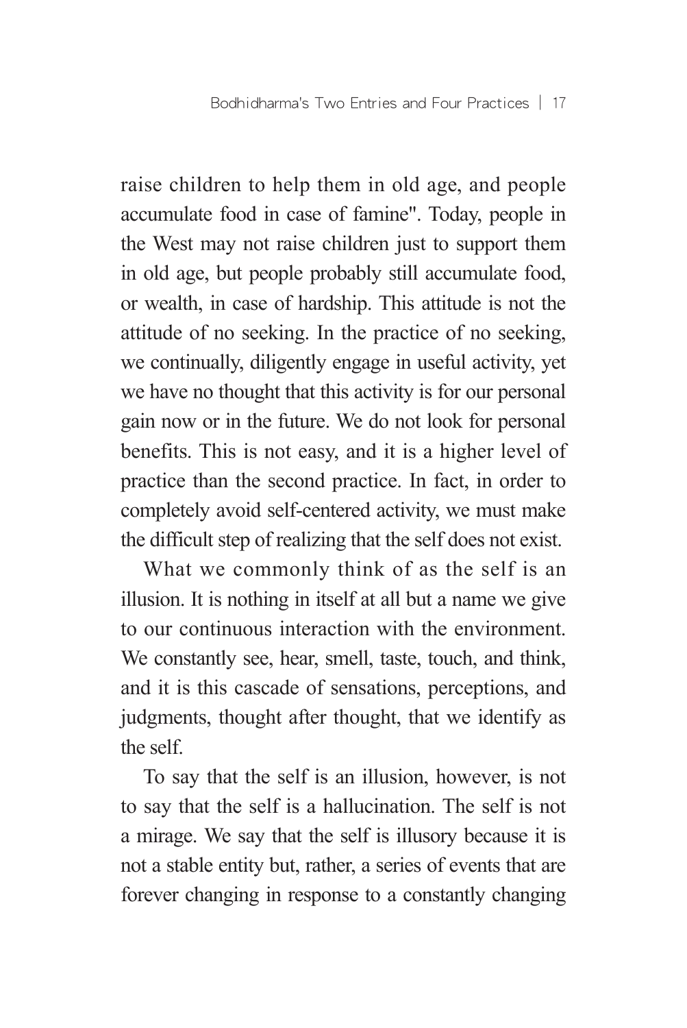raise children to help them in old age, and people accumulate food in case of famine". Today, people in the West may not raise children just to support them in old age, but people probably still accumulate food, or wealth, in case of hardship. This attitude is not the attitude of no seeking. In the practice of no seeking, we continually, diligently engage in useful activity, yet we have no thought that this activity is for our personal gain now or in the future. We do not look for personal benefits. This is not easy, and it is a higher level of practice than the second practice. In fact, in order to completely avoid self-centered activity, we must make the difficult step of realizing that the self does not exist.

What we commonly think of as the self is an illusion. It is nothing in itself at all but a name we give to our continuous interaction with the environment. We constantly see, hear, smell, taste, touch, and think, and it is this cascade of sensations, perceptions, and judgments, thought after thought, that we identify as the self.

To say that the self is an illusion, however, is not to say that the self is a hallucination. The self is not a mirage. We say that the self is illusory because it is not a stable entity but, rather, a series of events that are forever changing in response to a constantly changing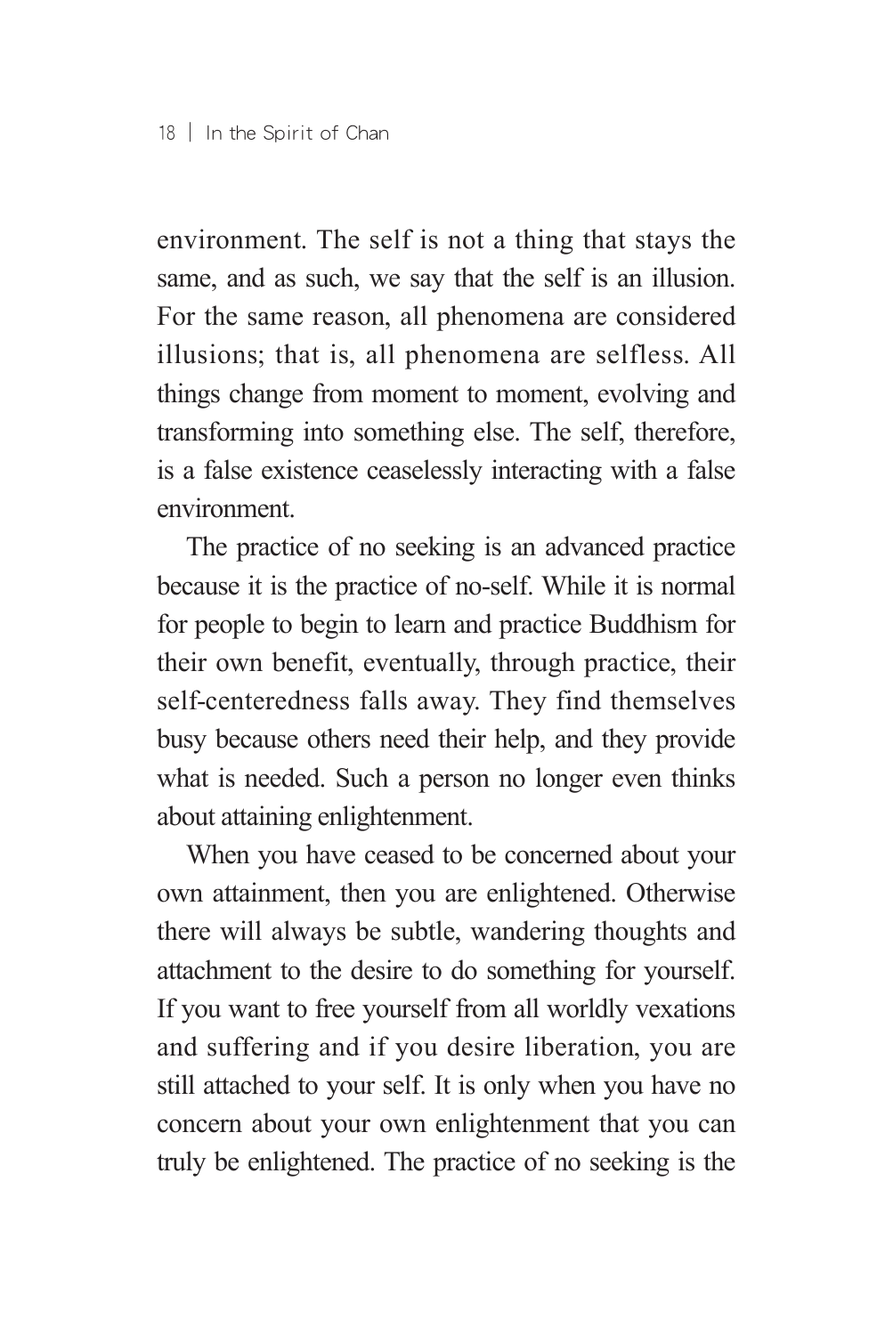environment. The self is not a thing that stays the same, and as such, we say that the self is an illusion. For the same reason, all phenomena are considered illusions; that is, all phenomena are selfless. All things change from moment to moment, evolving and transforming into something else. The self, therefore, is a false existence ceaselessly interacting with a false environment.

The practice of no seeking is an advanced practice because it is the practice of no-self. While it is normal for people to begin to learn and practice Buddhism for their own benefit, eventually, through practice, their self-centeredness falls away. They find themselves busy because others need their help, and they provide what is needed. Such a person no longer even thinks about attaining enlightenment.

When you have ceased to be concerned about your own attainment, then you are enlightened. Otherwise there will always be subtle, wandering thoughts and attachment to the desire to do something for yourself. If you want to free yourself from all worldly vexations and suffering and if you desire liberation, you are still attached to your self. It is only when you have no concern about your own enlightenment that you can truly be enlightened. The practice of no seeking is the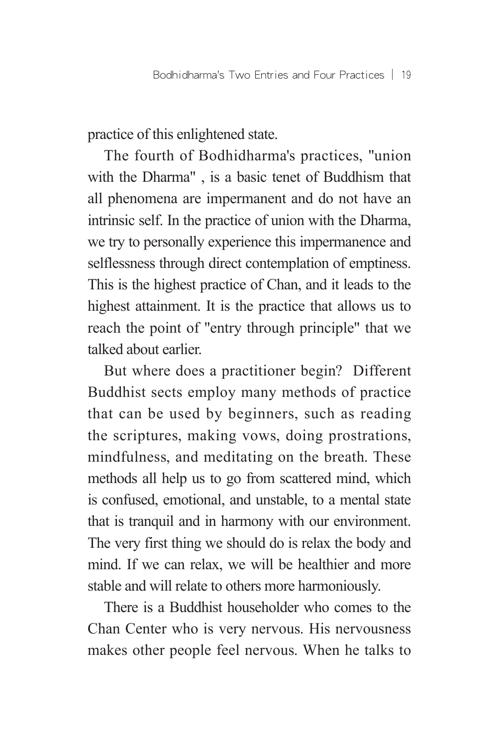practice of this enlightened state.

The fourth of Bodhidharma's practices, "union with the Dharma" , is a basic tenet of Buddhism that all phenomena are impermanent and do not have an intrinsic self. In the practice of union with the Dharma, we try to personally experience this impermanence and selflessness through direct contemplation of emptiness. This is the highest practice of Chan, and it leads to the highest attainment. It is the practice that allows us to reach the point of "entry through principle" that we talked about earlier.

But where does a practitioner begin? Different Buddhist sects employ many methods of practice that can be used by beginners, such as reading the scriptures, making vows, doing prostrations, mindfulness, and meditating on the breath. These methods all help us to go from scattered mind, which is confused, emotional, and unstable, to a mental state that is tranquil and in harmony with our environment. The very first thing we should do is relax the body and mind. If we can relax, we will be healthier and more stable and will relate to others more harmoniously.

There is a Buddhist householder who comes to the Chan Center who is very nervous. His nervousness makes other people feel nervous. When he talks to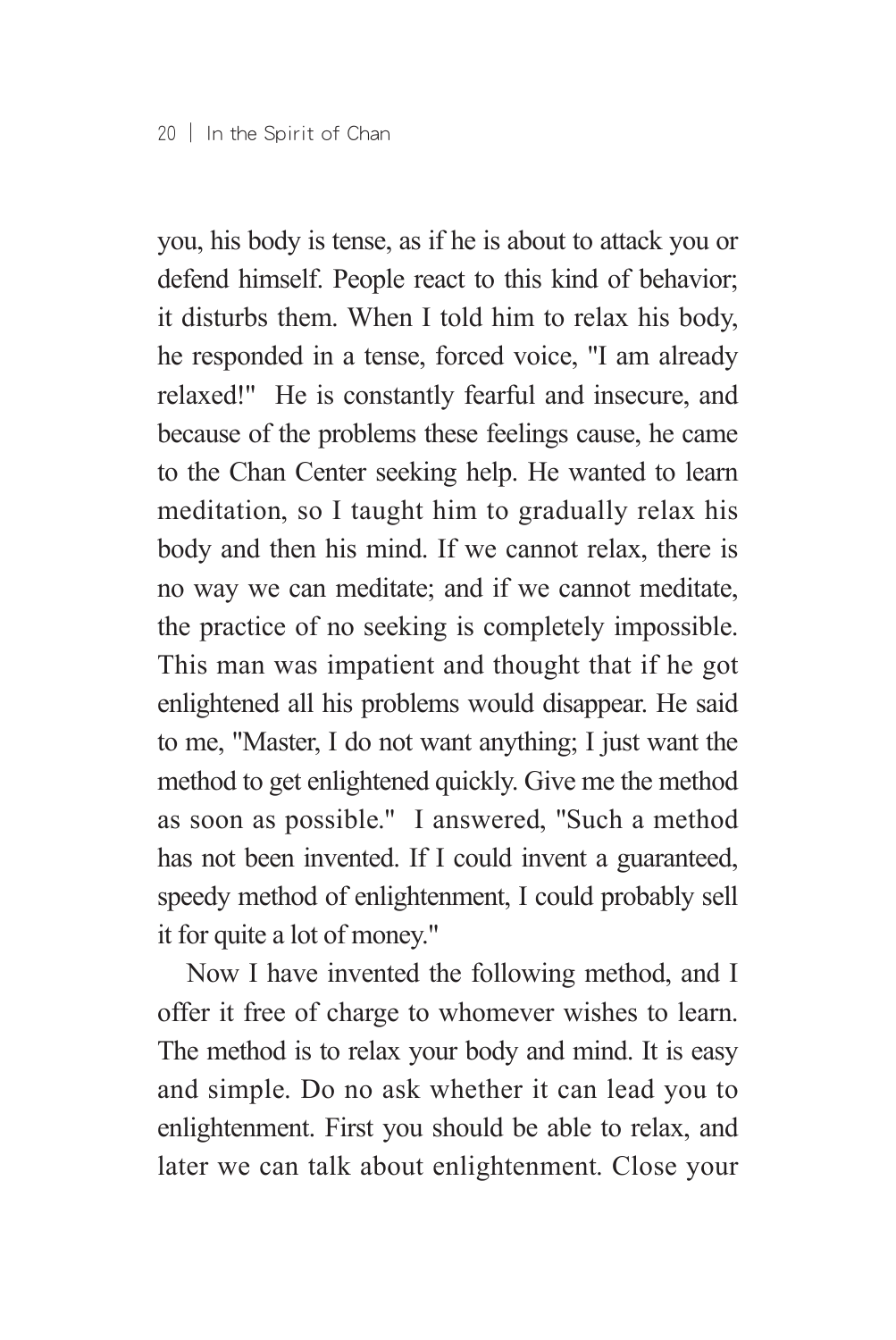you, his body is tense, as if he is about to attack you or defend himself. People react to this kind of behavior; it disturbs them. When I told him to relax his body, he responded in a tense, forced voice, "I am already relaxed!" He is constantly fearful and insecure, and because of the problems these feelings cause, he came to the Chan Center seeking help. He wanted to learn meditation, so I taught him to gradually relax his body and then his mind. If we cannot relax, there is no way we can meditate; and if we cannot meditate, the practice of no seeking is completely impossible. This man was impatient and thought that if he got enlightened all his problems would disappear. He said to me, "Master, I do not want anything; I just want the method to get enlightened quickly. Give me the method as soon as possible." I answered, "Such a method has not been invented. If I could invent a guaranteed, speedy method of enlightenment, I could probably sell it for quite a lot of money."

Now I have invented the following method, and I offer it free of charge to whomever wishes to learn. The method is to relax your body and mind. It is easy and simple. Do no ask whether it can lead you to enlightenment. First you should be able to relax, and later we can talk about enlightenment. Close your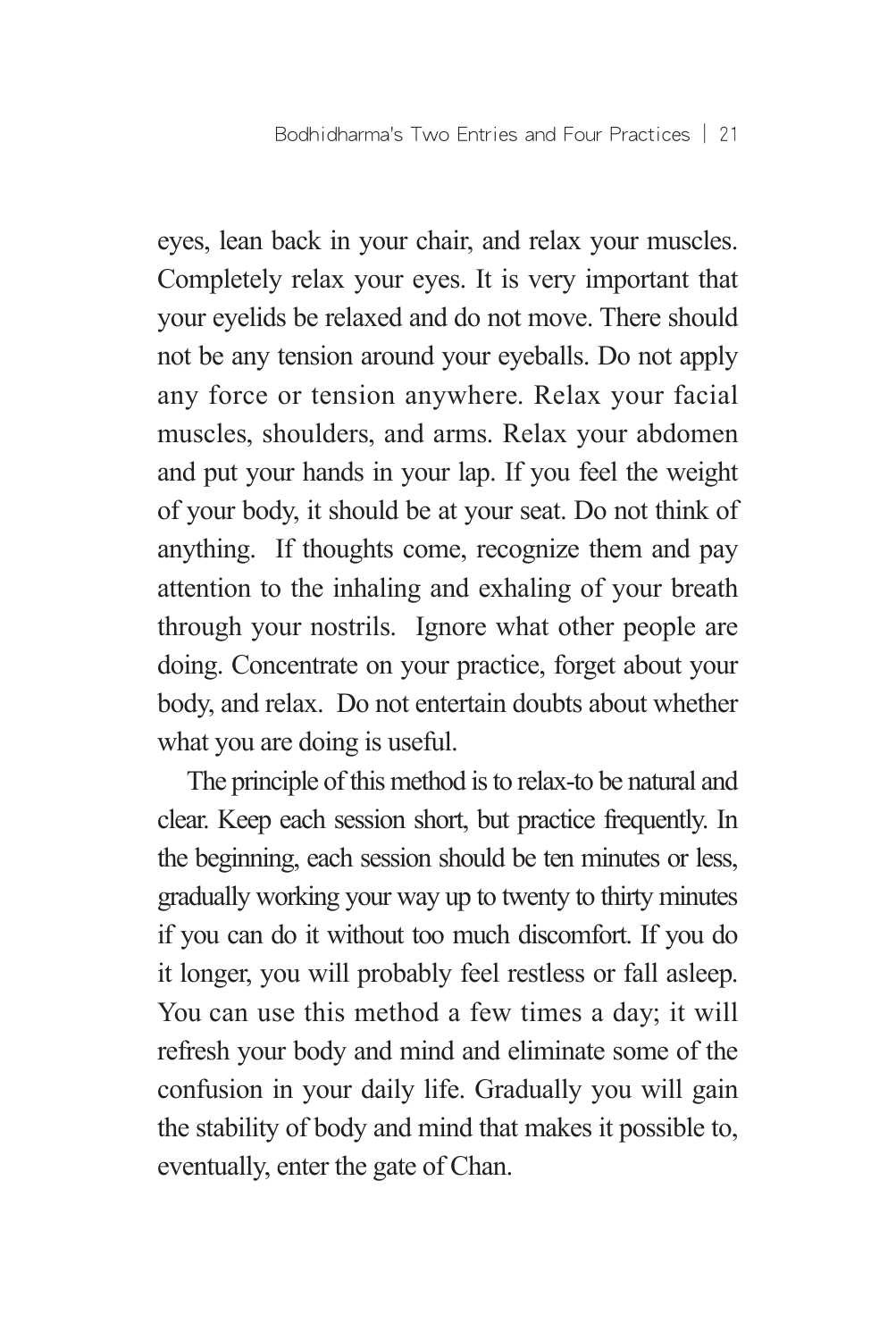eyes, lean back in your chair, and relax your muscles. Completely relax your eyes. It is very important that your eyelids be relaxed and do not move. There should not be any tension around your eyeballs. Do not apply any force or tension anywhere. Relax your facial muscles, shoulders, and arms. Relax your abdomen and put your hands in your lap. If you feel the weight of your body, it should be at your seat. Do not think of anything. If thoughts come, recognize them and pay attention to the inhaling and exhaling of your breath through your nostrils. Ignore what other people are doing. Concentrate on your practice, forget about your body, and relax. Do not entertain doubts about whether what you are doing is useful.

The principle of this method is to relax-to be natural and clear. Keep each session short, but practice frequently. In the beginning, each session should be ten minutes or less, gradually working your way up to twenty to thirty minutes if you can do it without too much discomfort. If you do it longer, you will probably feel restless or fall asleep. You can use this method a few times a day; it will refresh your body and mind and eliminate some of the confusion in your daily life. Gradually you will gain the stability of body and mind that makes it possible to, eventually, enter the gate of Chan.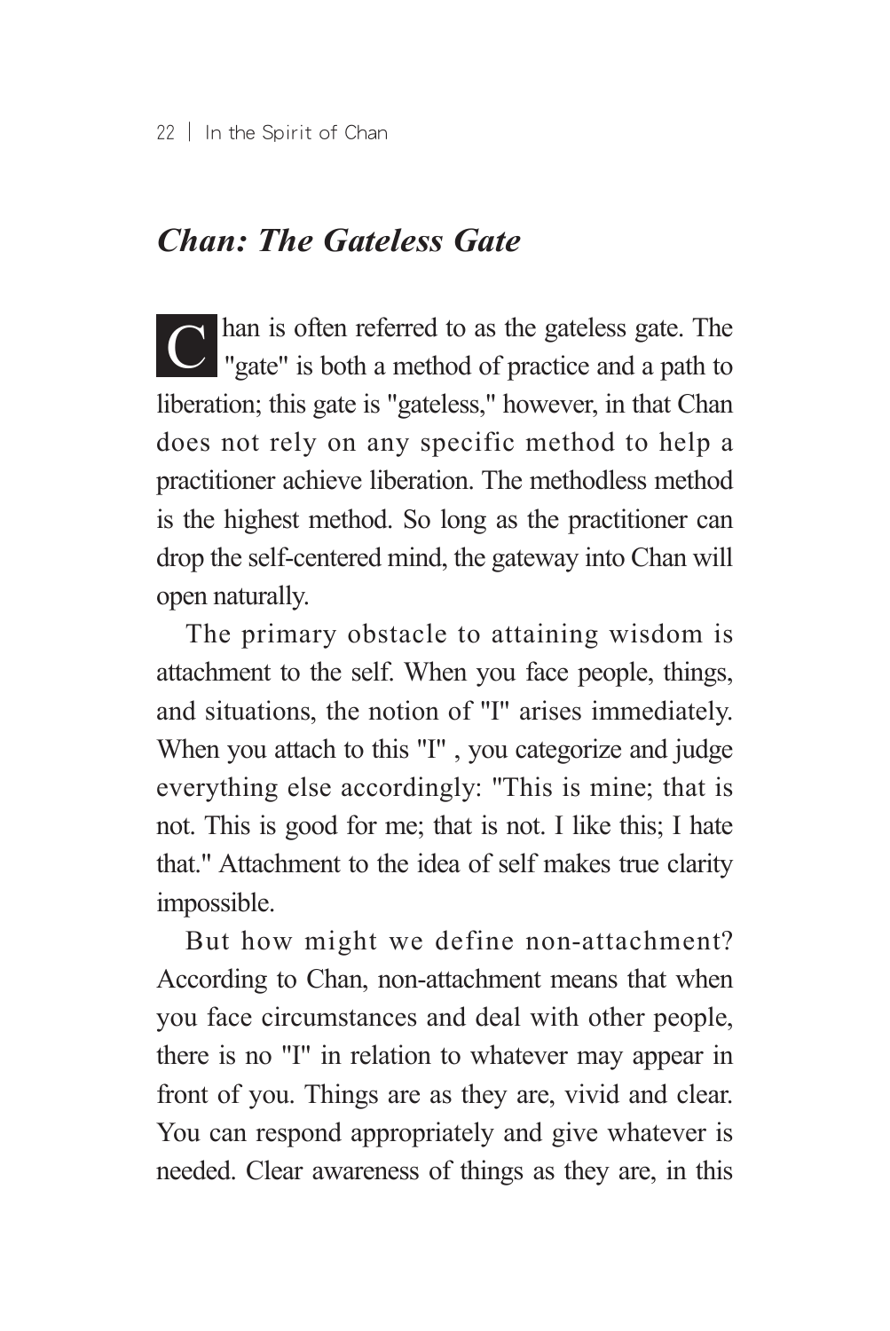## *Chan: The Gateless Gate*

Chan is often referred to as the gateless gate. The "gate" is both a method of practice and a path to liberation; this gate is "gateless," however, in that Chan does not rely on any specific method to help a practitioner achieve liberation. The methodless method is the highest method. So long as the practitioner can drop the self-centered mind, the gateway into Chan will open naturally.

The primary obstacle to attaining wisdom is attachment to the self. When you face people, things, and situations, the notion of "I" arises immediately. When you attach to this "I" , you categorize and judge everything else accordingly: "This is mine; that is not. This is good for me; that is not. I like this; I hate that." Attachment to the idea of self makes true clarity impossible.

But how might we define non-attachment? According to Chan, non-attachment means that when you face circumstances and deal with other people, there is no "I" in relation to whatever may appear in front of you. Things are as they are, vivid and clear. You can respond appropriately and give whatever is needed. Clear awareness of things as they are, in this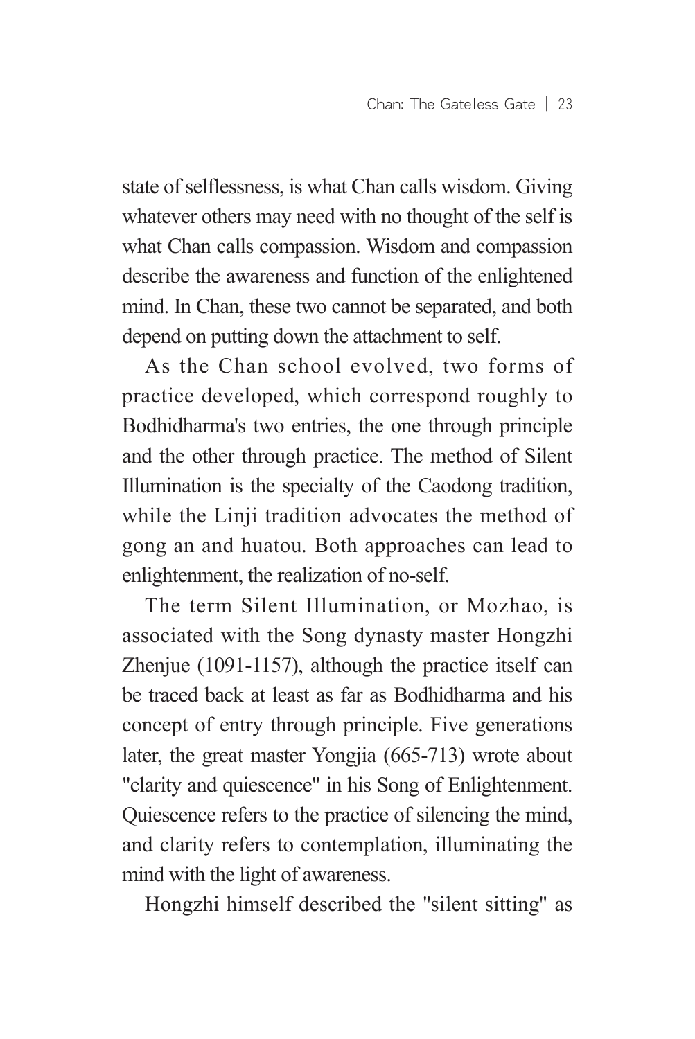state of selflessness, is what Chan calls wisdom. Giving whatever others may need with no thought of the self is what Chan calls compassion. Wisdom and compassion describe the awareness and function of the enlightened mind. In Chan, these two cannot be separated, and both depend on putting down the attachment to self.

As the Chan school evolved, two forms of practice developed, which correspond roughly to Bodhidharma's two entries, the one through principle and the other through practice. The method of Silent Illumination is the specialty of the Caodong tradition, while the Linji tradition advocates the method of gong an and huatou. Both approaches can lead to enlightenment, the realization of no-self.

The term Silent Illumination, or Mozhao, is associated with the Song dynasty master Hongzhi Zhenjue (1091-1157), although the practice itself can be traced back at least as far as Bodhidharma and his concept of entry through principle. Five generations later, the great master Yongjia (665-713) wrote about "clarity and quiescence" in his Song of Enlightenment. Quiescence refers to the practice of silencing the mind, and clarity refers to contemplation, illuminating the mind with the light of awareness.

Hongzhi himself described the "silent sitting" as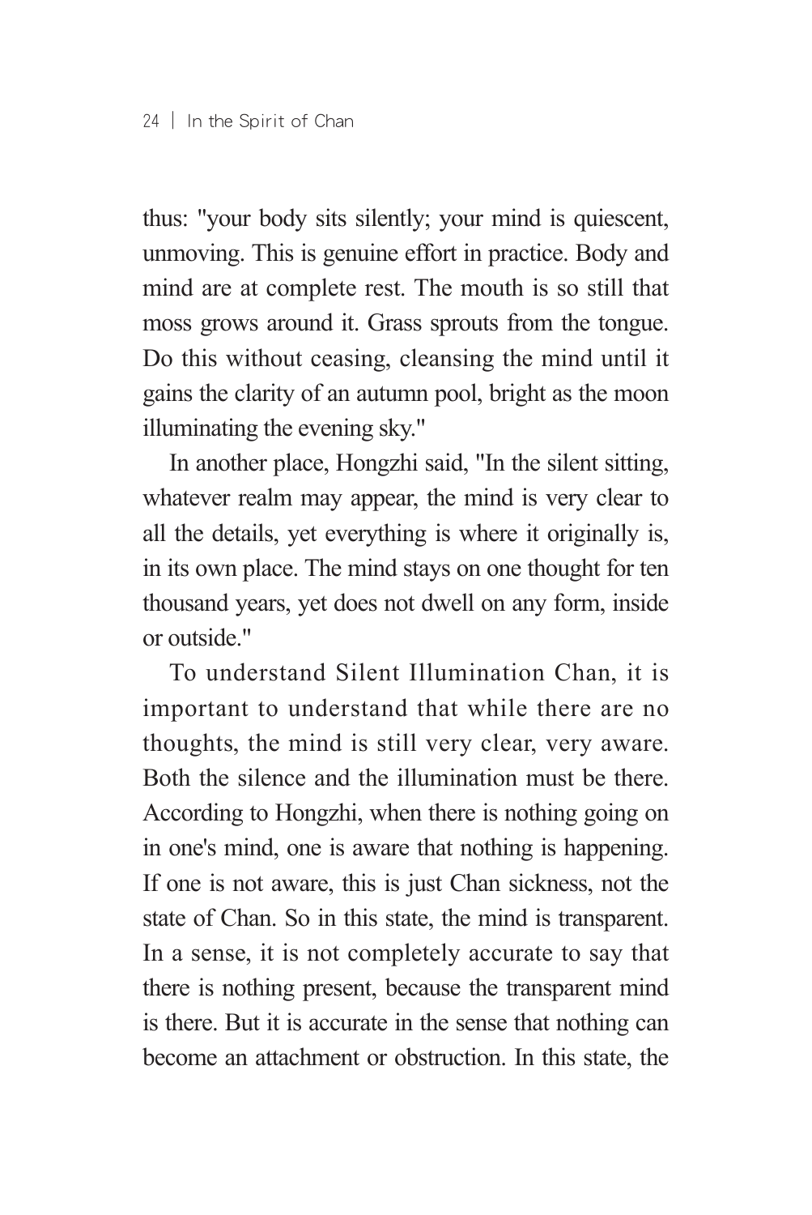thus: "your body sits silently; your mind is quiescent, unmoving. This is genuine effort in practice. Body and mind are at complete rest. The mouth is so still that moss grows around it. Grass sprouts from the tongue. Do this without ceasing, cleansing the mind until it gains the clarity of an autumn pool, bright as the moon illuminating the evening sky."

In another place, Hongzhi said, "In the silent sitting, whatever realm may appear, the mind is very clear to all the details, yet everything is where it originally is, in its own place. The mind stays on one thought for ten thousand years, yet does not dwell on any form, inside or outside."

To understand Silent Illumination Chan, it is important to understand that while there are no thoughts, the mind is still very clear, very aware. Both the silence and the illumination must be there. According to Hongzhi, when there is nothing going on in one's mind, one is aware that nothing is happening. If one is not aware, this is just Chan sickness, not the state of Chan. So in this state, the mind is transparent. In a sense, it is not completely accurate to say that there is nothing present, because the transparent mind is there. But it is accurate in the sense that nothing can become an attachment or obstruction. In this state, the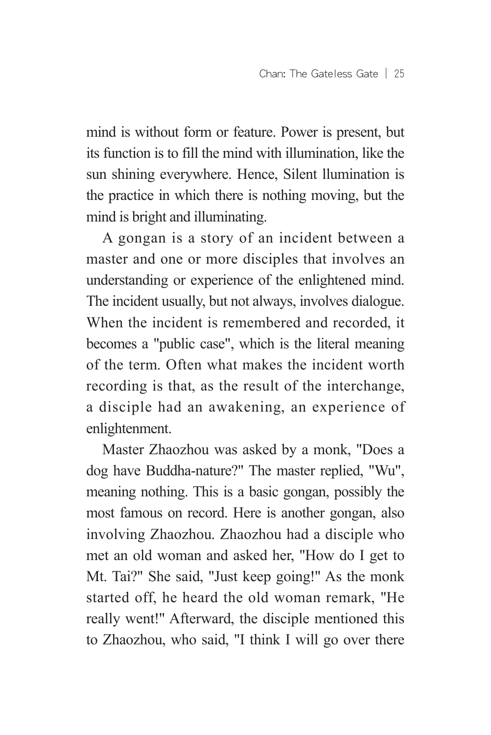mind is without form or feature. Power is present, but its function is to fill the mind with illumination, like the sun shining everywhere. Hence, Silent llumination is the practice in which there is nothing moving, but the mind is bright and illuminating.

A gongan is a story of an incident between a master and one or more disciples that involves an understanding or experience of the enlightened mind. The incident usually, but not always, involves dialogue. When the incident is remembered and recorded, it becomes a "public case", which is the literal meaning of the term. Often what makes the incident worth recording is that, as the result of the interchange, a disciple had an awakening, an experience of enlightenment.

Master Zhaozhou was asked by a monk, "Does a dog have Buddha-nature?" The master replied, "Wu", meaning nothing. This is a basic gongan, possibly the most famous on record. Here is another gongan, also involving Zhaozhou. Zhaozhou had a disciple who met an old woman and asked her, "How do I get to Mt. Tai?" She said, "Just keep going!" As the monk started off, he heard the old woman remark, "He really went!" Afterward, the disciple mentioned this to Zhaozhou, who said, "I think I will go over there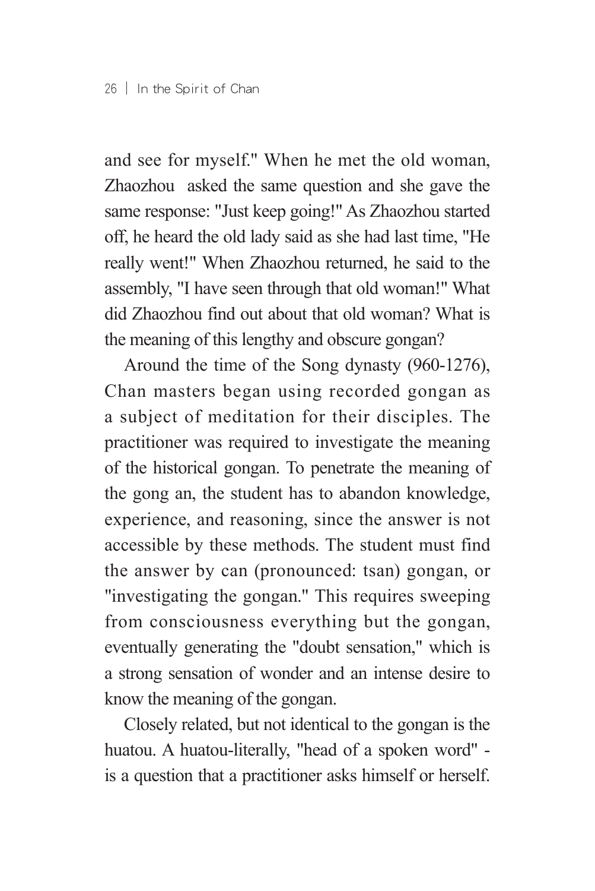and see for myself." When he met the old woman, Zhaozhou asked the same question and she gave the same response: "Just keep going!" As Zhaozhou started off, he heard the old lady said as she had last time, "He really went!" When Zhaozhou returned, he said to the assembly, "I have seen through that old woman!" What did Zhaozhou find out about that old woman? What is the meaning of this lengthy and obscure gongan?

Around the time of the Song dynasty (960-1276), Chan masters began using recorded gongan as a subject of meditation for their disciples. The practitioner was required to investigate the meaning of the historical gongan. To penetrate the meaning of the gong an, the student has to abandon knowledge, experience, and reasoning, since the answer is not accessible by these methods. The student must find the answer by can (pronounced: tsan) gongan, or "investigating the gongan." This requires sweeping from consciousness everything but the gongan, eventually generating the "doubt sensation," which is a strong sensation of wonder and an intense desire to know the meaning of the gongan.

Closely related, but not identical to the gongan is the huatou. A huatou-literally, "head of a spoken word" - is a question that a practitioner asks himself or herself.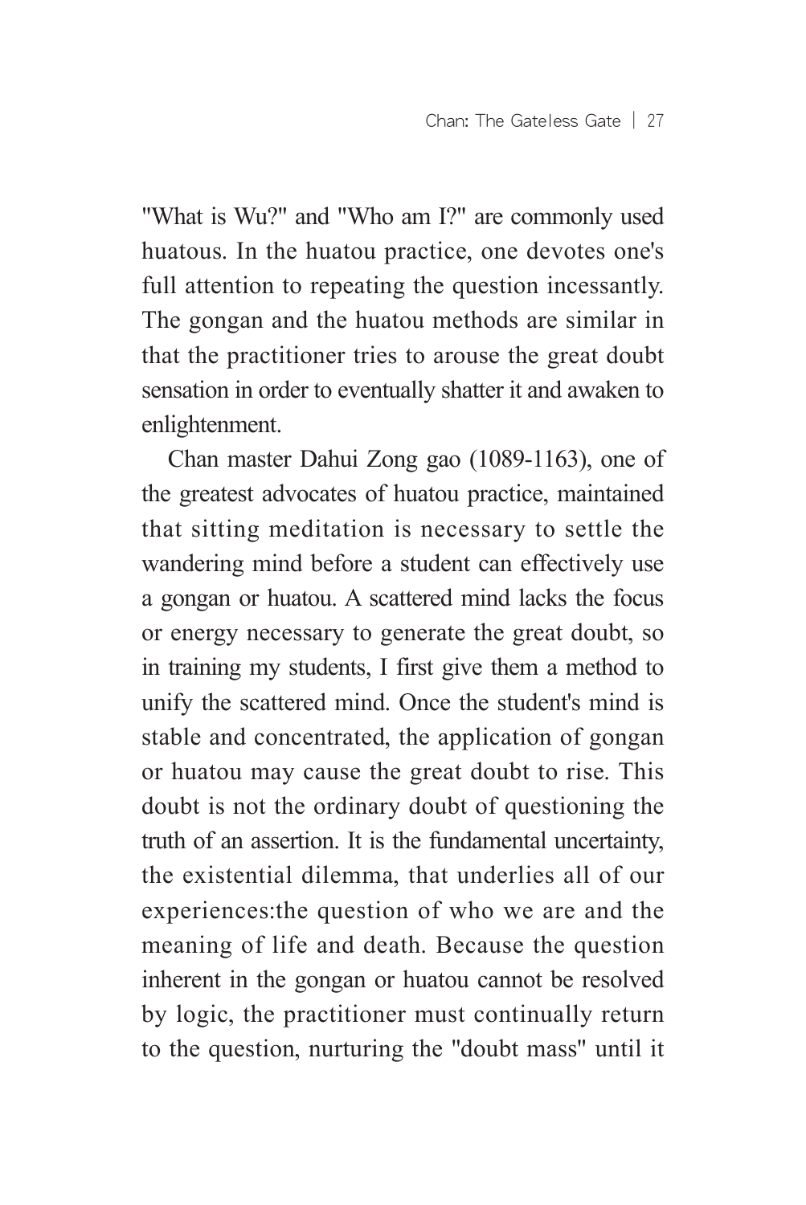"What is Wu?" and "Who am I?" are commonly used huatous. In the huatou practice, one devotes one's full attention to repeating the question incessantly. The gongan and the huatou methods are similar in that the practitioner tries to arouse the great doubt sensation in order to eventually shatter it and awaken to enlightenment.

Chan master Dahui Zong gao (1089-1163), one of the greatest advocates of huatou practice, maintained that sitting meditation is necessary to settle the wandering mind before a student can effectively use a gongan or huatou. A scattered mind lacks the focus or energy necessary to generate the great doubt, so in training my students, I first give them a method to unify the scattered mind. Once the student's mind is stable and concentrated, the application of gongan or huatou may cause the great doubt to rise. This doubt is not the ordinary doubt of questioning the truth of an assertion. It is the fundamental uncertainty, the existential dilemma, that underlies all of our experiences:the question of who we are and the meaning of life and death. Because the question inherent in the gongan or huatou cannot be resolved by logic, the practitioner must continually return to the question, nurturing the "doubt mass" until it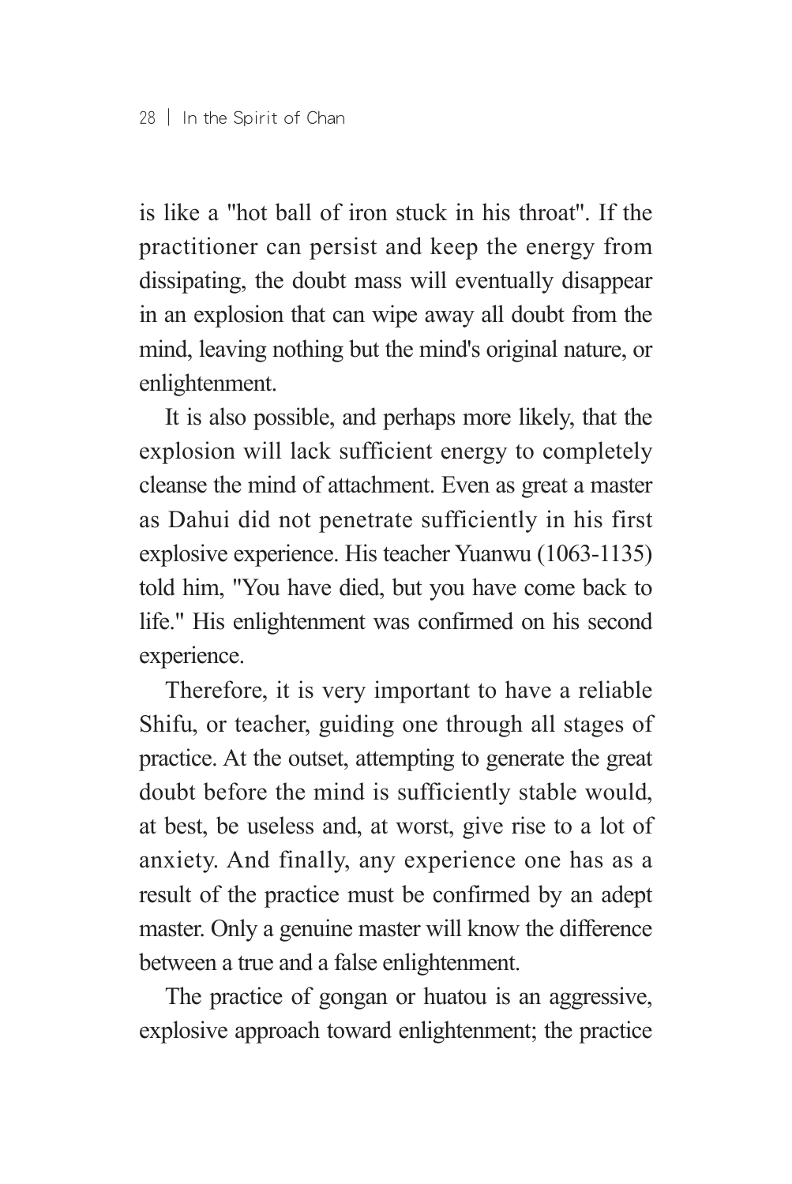is like a "hot ball of iron stuck in his throat". If the practitioner can persist and keep the energy from dissipating, the doubt mass will eventually disappear in an explosion that can wipe away all doubt from the mind, leaving nothing but the mind's original nature, or enlightenment.

It is also possible, and perhaps more likely, that the explosion will lack sufficient energy to completely cleanse the mind of attachment. Even as great a master as Dahui did not penetrate sufficiently in his first explosive experience. His teacher Yuanwu (1063-1135) told him, "You have died, but you have come back to life." His enlightenment was confirmed on his second experience.

Therefore, it is very important to have a reliable Shifu, or teacher, guiding one through all stages of practice. At the outset, attempting to generate the great doubt before the mind is sufficiently stable would, at best, be useless and, at worst, give rise to a lot of anxiety. And finally, any experience one has as a result of the practice must be confirmed by an adept master. Only a genuine master will know the difference between a true and a false enlightenment.

The practice of gongan or huatou is an aggressive, explosive approach toward enlightenment; the practice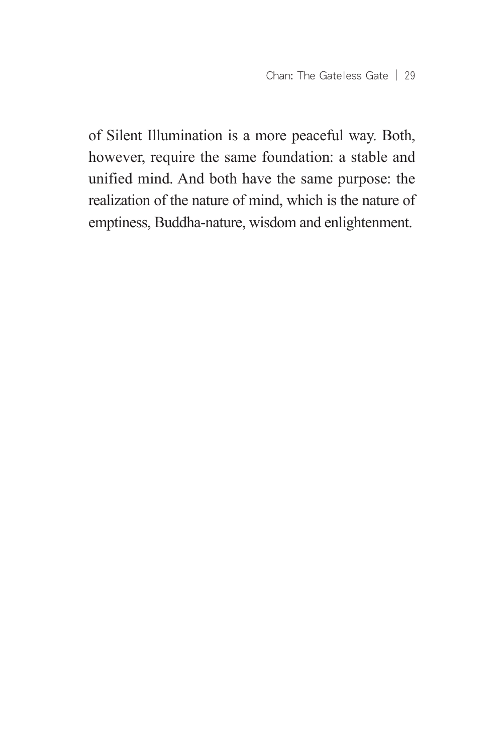of Silent Illumination is a more peaceful way. Both, however, require the same foundation: a stable and unified mind. And both have the same purpose: the realization of the nature of mind, which is the nature of emptiness, Buddha-nature, wisdom and enlightenment.